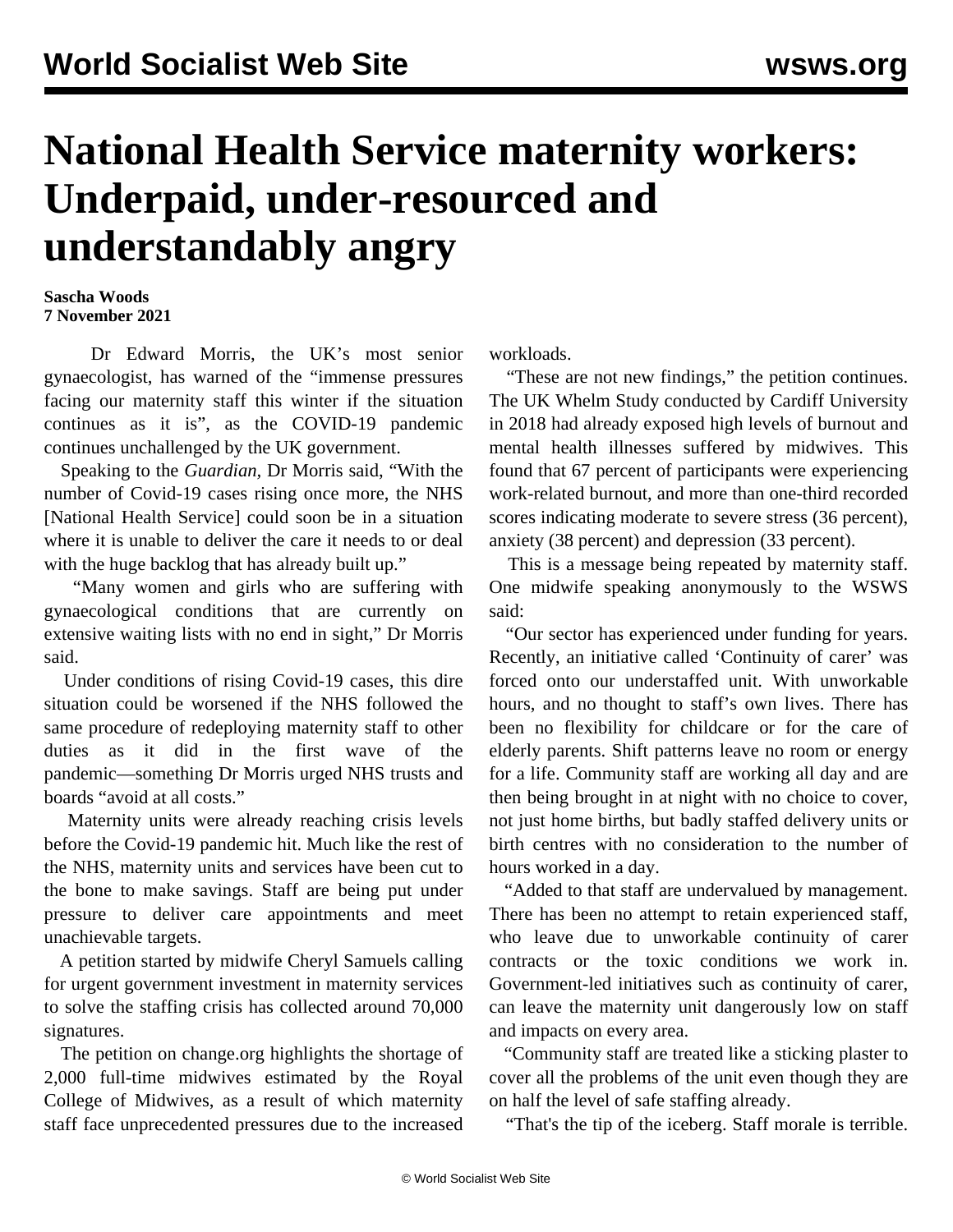# National Health Service maternity workers: Underpaid, under-resourced and understandably angry

**Sascha Woods**
**7 November 2021**

Dr Edward Morris, the UK's most senior gynaecologist, has warned of the "immense pressures facing our maternity staff this winter if the situation continues as it is", as the COVID-19 pandemic continues unchallenged by the UK government.

Speaking to the *Guardian*, Dr Morris said, "With the number of Covid-19 cases rising once more, the NHS [National Health Service] could soon be in a situation where it is unable to deliver the care it needs to or deal with the huge backlog that has already built up."

"Many women and girls who are suffering with gynaecological conditions that are currently on extensive waiting lists with no end in sight," Dr Morris said.

Under conditions of rising Covid-19 cases, this dire situation could be worsened if the NHS followed the same procedure of redeploying maternity staff to other duties as it did in the first wave of the pandemic—something Dr Morris urged NHS trusts and boards "avoid at all costs."

Maternity units were already reaching crisis levels before the Covid-19 pandemic hit. Much like the rest of the NHS, maternity units and services have been cut to the bone to make savings. Staff are being put under pressure to deliver care appointments and meet unachievable targets.

A petition started by midwife Cheryl Samuels calling for urgent government investment in maternity services to solve the staffing crisis has collected around 70,000 signatures.

The petition on change.org highlights the shortage of 2,000 full-time midwives estimated by the Royal College of Midwives, as a result of which maternity staff face unprecedented pressures due to the increased workloads.

"These are not new findings," the petition continues. The UK Whelm Study conducted by Cardiff University in 2018 had already exposed high levels of burnout and mental health illnesses suffered by midwives. This found that 67 percent of participants were experiencing work-related burnout, and more than one-third recorded scores indicating moderate to severe stress (36 percent), anxiety (38 percent) and depression (33 percent).

This is a message being repeated by maternity staff. One midwife speaking anonymously to the WSWS said:

"Our sector has experienced under funding for years. Recently, an initiative called 'Continuity of carer' was forced onto our understaffed unit. With unworkable hours, and no thought to staff's own lives. There has been no flexibility for childcare or for the care of elderly parents. Shift patterns leave no room or energy for a life. Community staff are working all day and are then being brought in at night with no choice to cover, not just home births, but badly staffed delivery units or birth centres with no consideration to the number of hours worked in a day.

"Added to that staff are undervalued by management. There has been no attempt to retain experienced staff, who leave due to unworkable continuity of carer contracts or the toxic conditions we work in. Government-led initiatives such as continuity of carer, can leave the maternity unit dangerously low on staff and impacts on every area.

"Community staff are treated like a sticking plaster to cover all the problems of the unit even though they are on half the level of safe staffing already.

"That's the tip of the iceberg. Staff morale is terrible.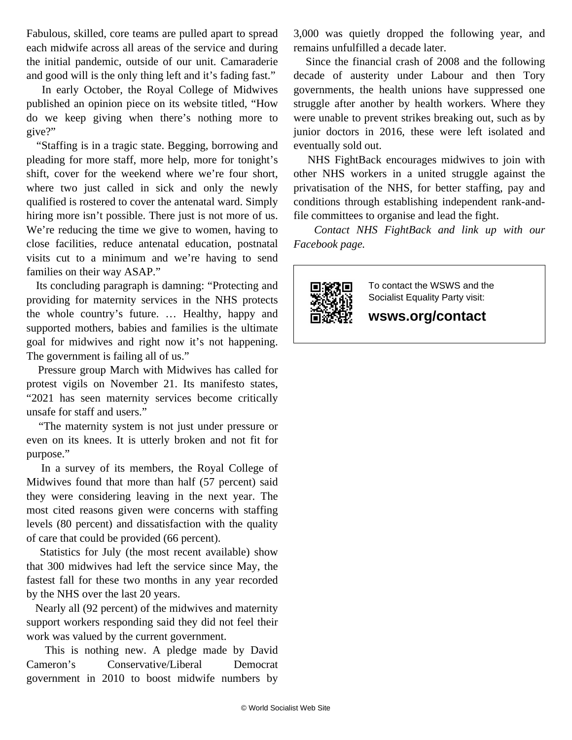Fabulous, skilled, core teams are pulled apart to spread each midwife across all areas of the service and during the initial pandemic, outside of our unit. Camaraderie and good will is the only thing left and it's fading fast."

In early October, the Royal College of Midwives published an opinion piece on its website titled, "How do we keep giving when there's nothing more to give?"

"Staffing is in a tragic state. Begging, borrowing and pleading for more staff, more help, more for tonight's shift, cover for the weekend where we're four short, where two just called in sick and only the newly qualified is rostered to cover the antenatal ward. Simply hiring more isn't possible. There just is not more of us. We're reducing the time we give to women, having to close facilities, reduce antenatal education, postnatal visits cut to a minimum and we're having to send families on their way ASAP."

Its concluding paragraph is damning: "Protecting and providing for maternity services in the NHS protects the whole country's future. … Healthy, happy and supported mothers, babies and families is the ultimate goal for midwives and right now it's not happening. The government is failing all of us."

Pressure group March with Midwives has called for protest vigils on November 21. Its manifesto states, "2021 has seen maternity services become critically unsafe for staff and users."

"The maternity system is not just under pressure or even on its knees. It is utterly broken and not fit for purpose."

In a survey of its members, the Royal College of Midwives found that more than half (57 percent) said they were considering leaving in the next year. The most cited reasons given were concerns with staffing levels (80 percent) and dissatisfaction with the quality of care that could be provided (66 percent).

Statistics for July (the most recent available) show that 300 midwives had left the service since May, the fastest fall for these two months in any year recorded by the NHS over the last 20 years.

Nearly all (92 percent) of the midwives and maternity support workers responding said they did not feel their work was valued by the current government.

This is nothing new. A pledge made by David Cameron's Conservative/Liberal Democrat government in 2010 to boost midwife numbers by 3,000 was quietly dropped the following year, and remains unfulfilled a decade later.

Since the financial crash of 2008 and the following decade of austerity under Labour and then Tory governments, the health unions have suppressed one struggle after another by health workers. Where they were unable to prevent strikes breaking out, such as by junior doctors in 2016, these were left isolated and eventually sold out.

NHS FightBack encourages midwives to join with other NHS workers in a united struggle against the privatisation of the NHS, for better staffing, pay and conditions through establishing independent rank-and-file committees to organise and lead the fight.

*Contact NHS FightBack and link up with our Facebook page.*

To contact the WSWS and the Socialist Equality Party visit:

**wsws.org/contact**